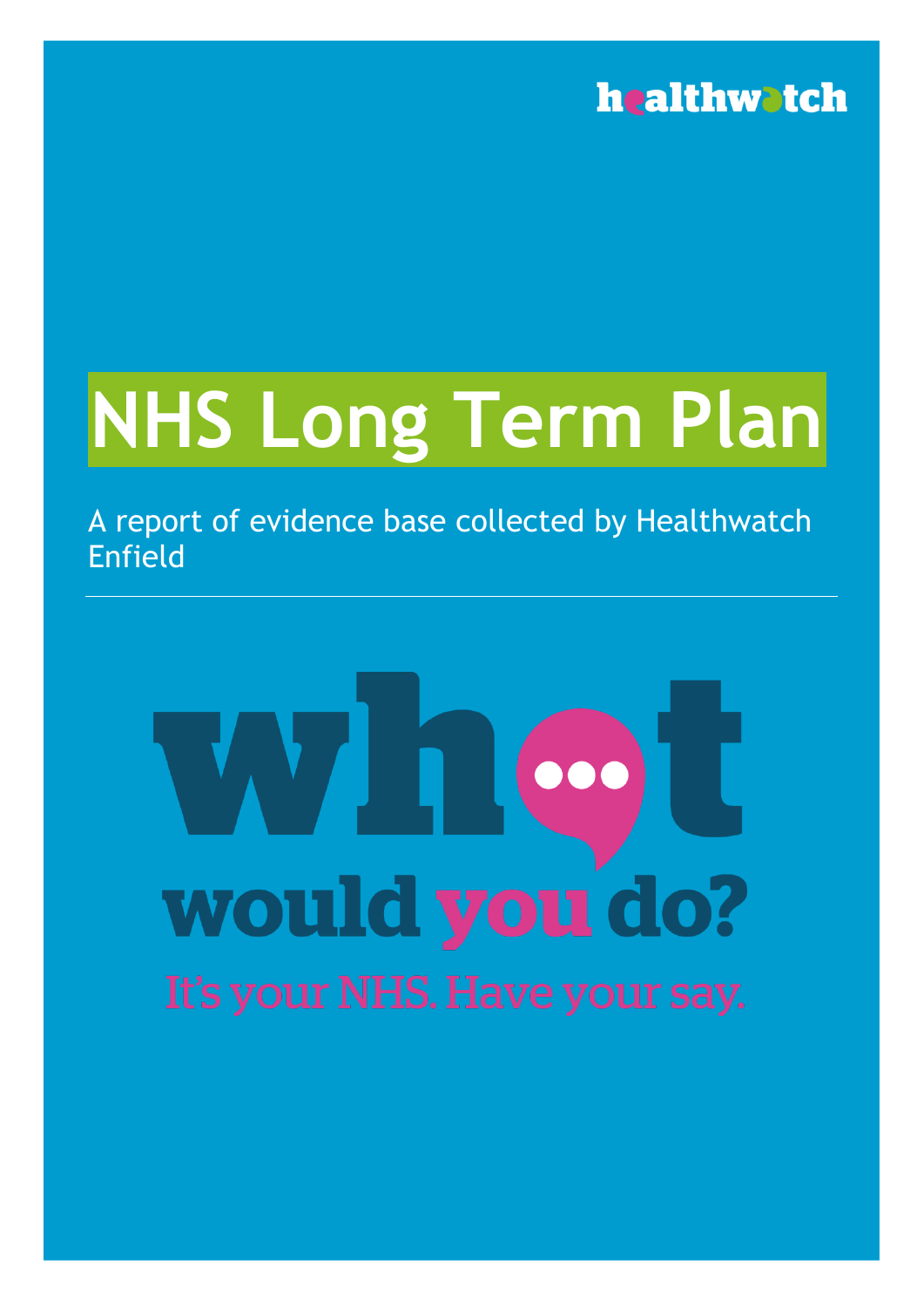healthwatch

# NHS Long Term Plan

A report of evidence base collected by Healthwatch Enfield

what would you do?

It's your NHS. Have your say.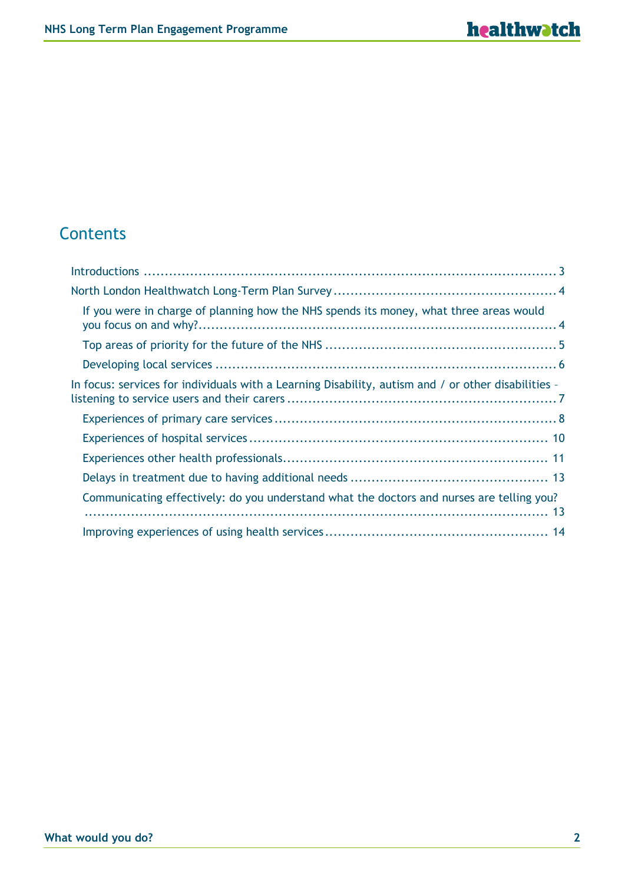# Contents

- Introductions ... 3
- North London Healthwatch Long-Term Plan Survey ... 4
  - If you were in charge of planning how the NHS spends its money, what three areas would you focus on and why? ... 4
  - Top areas of priority for the future of the NHS ... 5
  - Developing local services ... 6
- In focus: services for individuals with a Learning Disability, autism and / or other disabilities – listening to service users and their carers ... 7
  - Experiences of primary care services ... 8
  - Experiences of hospital services ... 10
  - Experiences other health professionals ... 11
  - Delays in treatment due to having additional needs ... 13
  - Communicating effectively: do you understand what the doctors and nurses are telling you? ... 13
  - Improving experiences of using health services ... 14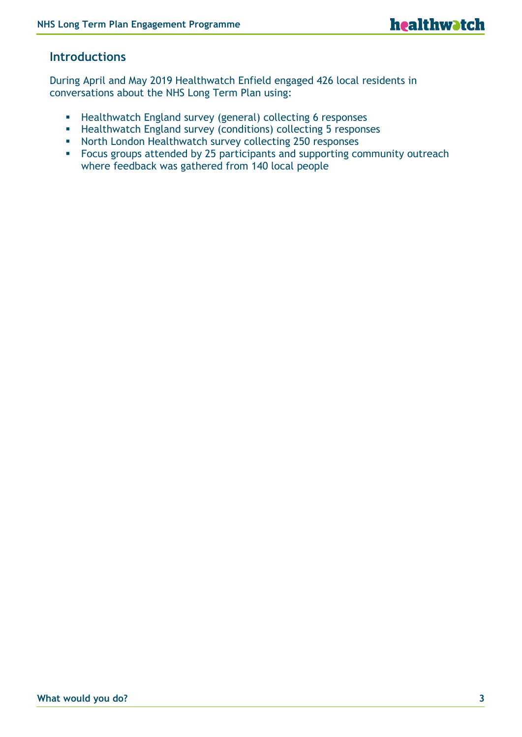## Introductions

During April and May 2019 Healthwatch Enfield engaged 426 local residents in conversations about the NHS Long Term Plan using:

- Healthwatch England survey (general) collecting 6 responses
- Healthwatch England survey (conditions) collecting 5 responses
- North London Healthwatch survey collecting 250 responses
- Focus groups attended by 25 participants and supporting community outreach where feedback was gathered from 140 local people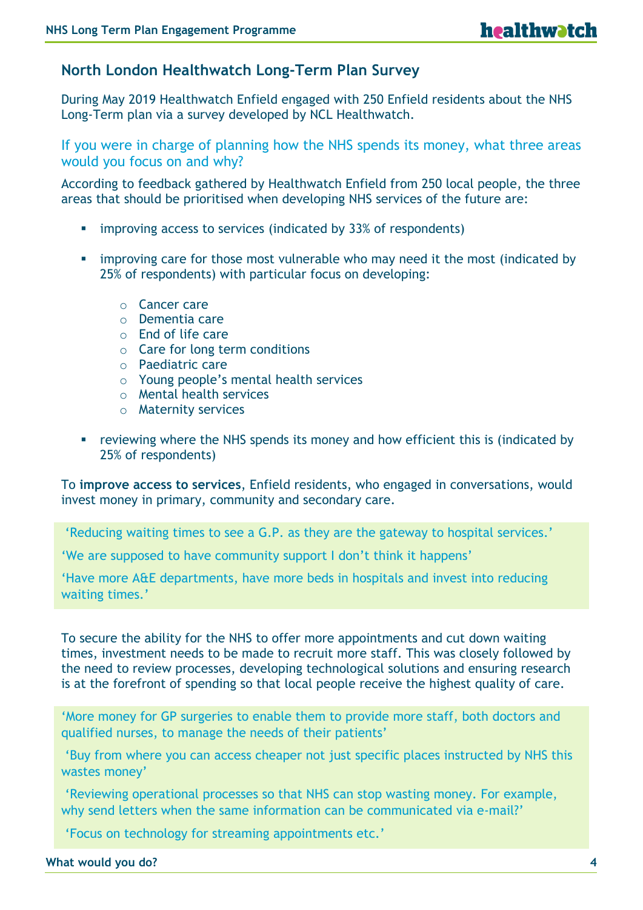## North London Healthwatch Long-Term Plan Survey

During May 2019 Healthwatch Enfield engaged with 250 Enfield residents about the NHS Long-Term plan via a survey developed by NCL Healthwatch.

### If you were in charge of planning how the NHS spends its money, what three areas would you focus on and why?

According to feedback gathered by Healthwatch Enfield from 250 local people, the three areas that should be prioritised when developing NHS services of the future are:

- improving access to services (indicated by 33% of respondents)
- improving care for those most vulnerable who may need it the most (indicated by 25% of respondents) with particular focus on developing:
  - Cancer care
  - Dementia care
  - End of life care
  - Care for long term conditions
  - Paediatric care
  - Young people's mental health services
  - Mental health services
  - Maternity services
- reviewing where the NHS spends its money and how efficient this is (indicated by 25% of respondents)

To **improve access to services**, Enfield residents, who engaged in conversations, would invest money in primary, community and secondary care.

> 'Reducing waiting times to see a G.P. as they are the gateway to hospital services.'
>
> 'We are supposed to have community support I don't think it happens'
>
> 'Have more A&E departments, have more beds in hospitals and invest into reducing waiting times.'

To secure the ability for the NHS to offer more appointments and cut down waiting times, investment needs to be made to recruit more staff. This was closely followed by the need to review processes, developing technological solutions and ensuring research is at the forefront of spending so that local people receive the highest quality of care.

> 'More money for GP surgeries to enable them to provide more staff, both doctors and qualified nurses, to manage the needs of their patients'
>
> 'Buy from where you can access cheaper not just specific places instructed by NHS this wastes money'
>
> 'Reviewing operational processes so that NHS can stop wasting money. For example, why send letters when the same information can be communicated via e-mail?'
>
> 'Focus on technology for streaming appointments etc.'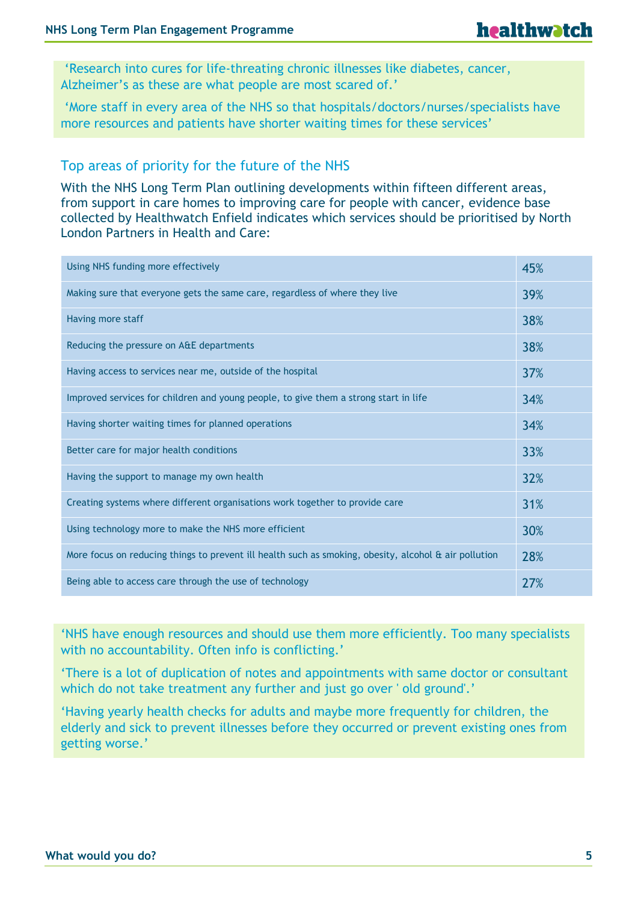‘Research into cures for life-threating chronic illnesses like diabetes, cancer, Alzheimer’s as these are what people are most scared of.’

‘More staff in every area of the NHS so that hospitals/doctors/nurses/specialists have more resources and patients have shorter waiting times for these services’

## Top areas of priority for the future of the NHS

With the NHS Long Term Plan outlining developments within fifteen different areas, from support in care homes to improving care for people with cancer, evidence base collected by Healthwatch Enfield indicates which services should be prioritised by North London Partners in Health and Care:

| Priority | % |
|---|---|
| Using NHS funding more effectively | 45% |
| Making sure that everyone gets the same care, regardless of where they live | 39% |
| Having more staff | 38% |
| Reducing the pressure on A&E departments | 38% |
| Having access to services near me, outside of the hospital | 37% |
| Improved services for children and young people, to give them a strong start in life | 34% |
| Having shorter waiting times for planned operations | 34% |
| Better care for major health conditions | 33% |
| Having the support to manage my own health | 32% |
| Creating systems where different organisations work together to provide care | 31% |
| Using technology more to make the NHS more efficient | 30% |
| More focus on reducing things to prevent ill health such as smoking, obesity, alcohol & air pollution | 28% |
| Being able to access care through the use of technology | 27% |

‘NHS have enough resources and should use them more efficiently. Too many specialists with no accountability. Often info is conflicting.’

‘There is a lot of duplication of notes and appointments with same doctor or consultant which do not take treatment any further and just go over ' old ground'.’

‘Having yearly health checks for adults and maybe more frequently for children, the elderly and sick to prevent illnesses before they occurred or prevent existing ones from getting worse.’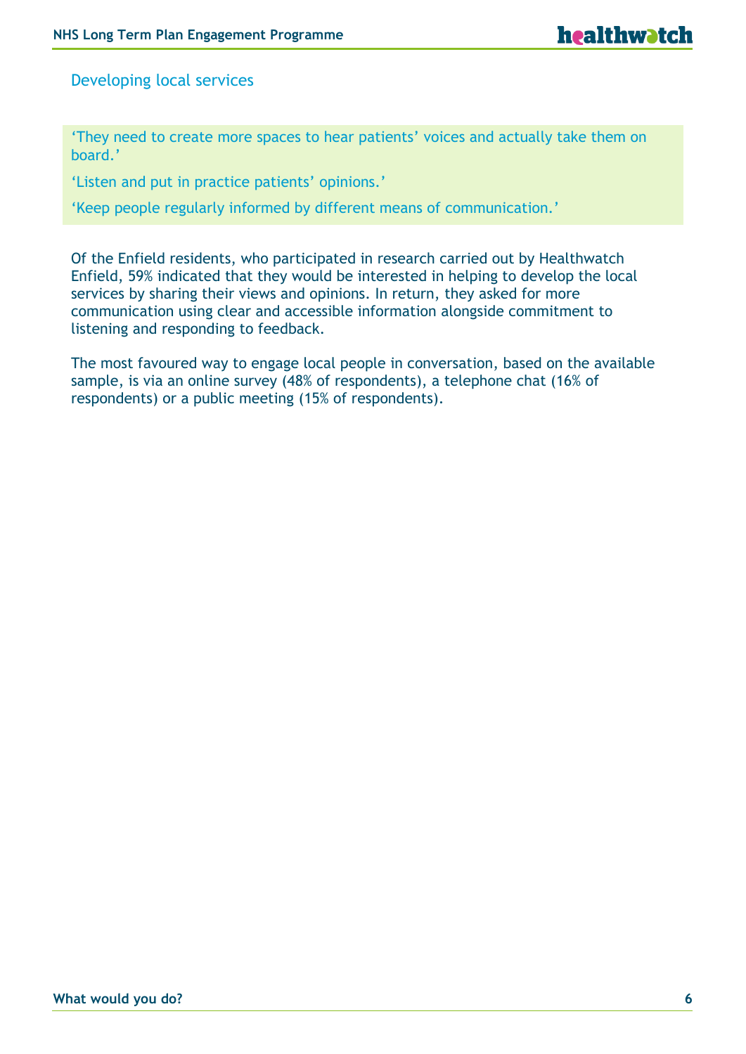## Developing local services

> ‘They need to create more spaces to hear patients’ voices and actually take them on board.’
>
> ‘Listen and put in practice patients’ opinions.’
>
> ‘Keep people regularly informed by different means of communication.’

Of the Enfield residents, who participated in research carried out by Healthwatch Enfield, 59% indicated that they would be interested in helping to develop the local services by sharing their views and opinions. In return, they asked for more communication using clear and accessible information alongside commitment to listening and responding to feedback.

The most favoured way to engage local people in conversation, based on the available sample, is via an online survey (48% of respondents), a telephone chat (16% of respondents) or a public meeting (15% of respondents).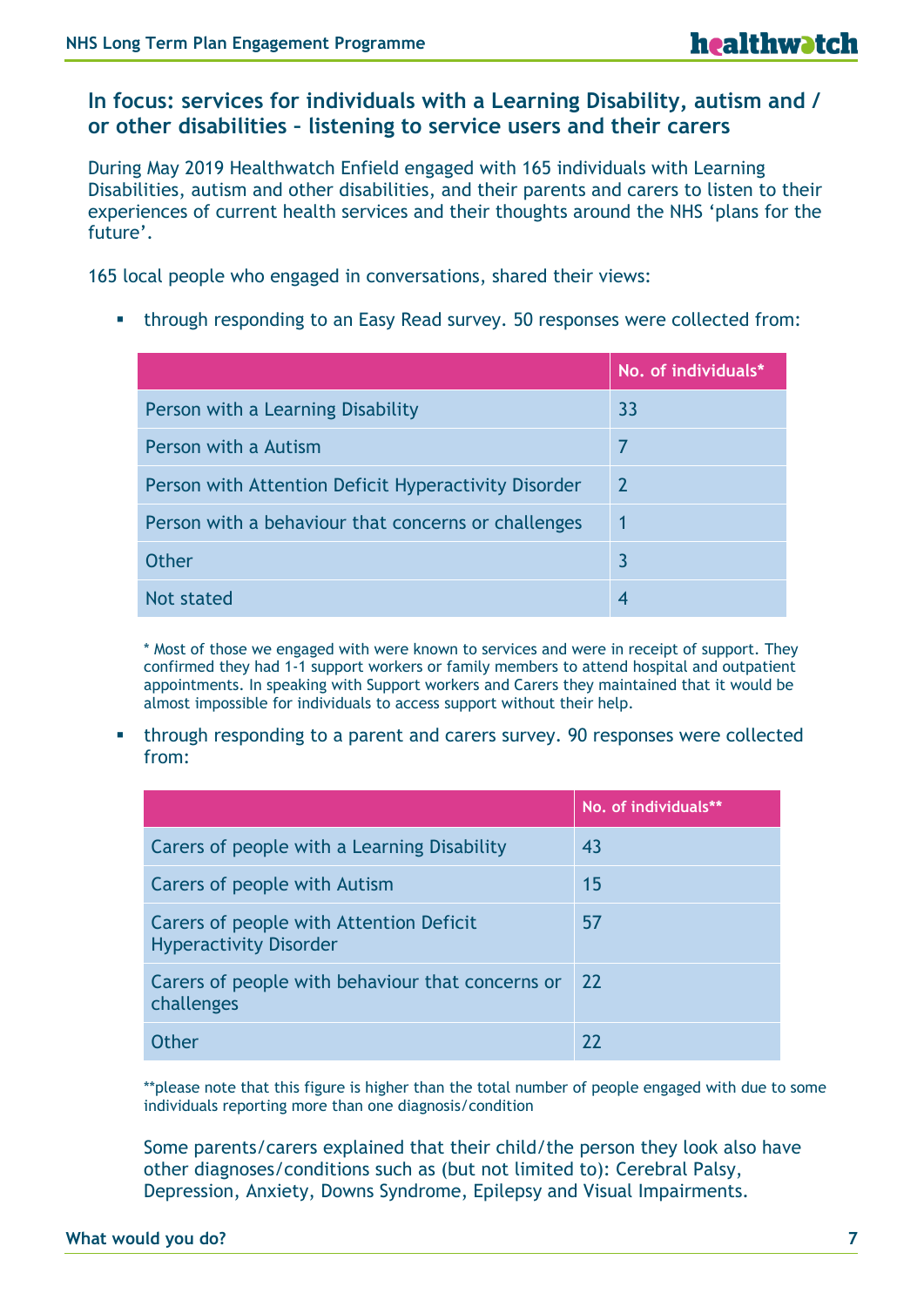## In focus: services for individuals with a Learning Disability, autism and / or other disabilities – listening to service users and their carers

During May 2019 Healthwatch Enfield engaged with 165 individuals with Learning Disabilities, autism and other disabilities, and their parents and carers to listen to their experiences of current health services and their thoughts around the NHS 'plans for the future'.

165 local people who engaged in conversations, shared their views:

- through responding to an Easy Read survey. 50 responses were collected from:

| | No. of individuals* |
|---|---|
| Person with a Learning Disability | 33 |
| Person with a Autism | 7 |
| Person with Attention Deficit Hyperactivity Disorder | 2 |
| Person with a behaviour that concerns or challenges | 1 |
| Other | 3 |
| Not stated | 4 |

\* Most of those we engaged with were known to services and were in receipt of support. They confirmed they had 1-1 support workers or family members to attend hospital and outpatient appointments. In speaking with Support workers and Carers they maintained that it would be almost impossible for individuals to access support without their help.

- through responding to a parent and carers survey. 90 responses were collected from:

| | No. of individuals** |
|---|---|
| Carers of people with a Learning Disability | 43 |
| Carers of people with Autism | 15 |
| Carers of people with Attention Deficit Hyperactivity Disorder | 57 |
| Carers of people with behaviour that concerns or challenges | 22 |
| Other | 22 |

**please note that this figure is higher than the total number of people engaged with due to some individuals reporting more than one diagnosis/condition

Some parents/carers explained that their child/the person they look also have other diagnoses/conditions such as (but not limited to): Cerebral Palsy, Depression, Anxiety, Downs Syndrome, Epilepsy and Visual Impairments.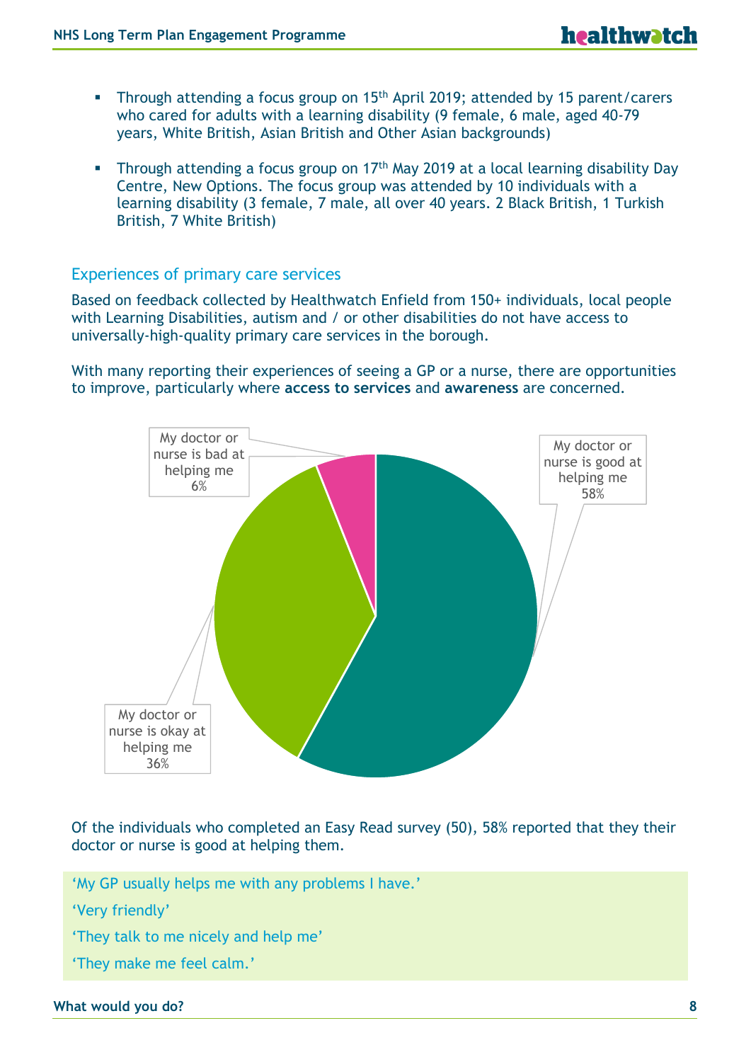- Through attending a focus group on 15th April 2019; attended by 15 parent/carers who cared for adults with a learning disability (9 female, 6 male, aged 40-79 years, White British, Asian British and Other Asian backgrounds)

- Through attending a focus group on 17th May 2019 at a local learning disability Day Centre, New Options. The focus group was attended by 10 individuals with a learning disability (3 female, 7 male, all over 40 years. 2 Black British, 1 Turkish British, 7 White British)

## Experiences of primary care services

Based on feedback collected by Healthwatch Enfield from 150+ individuals, local people with Learning Disabilities, autism and / or other disabilities do not have access to universally-high-quality primary care services in the borough.

With many reporting their experiences of seeing a GP or a nurse, there are opportunities to improve, particularly where **access to services** and **awareness** are concerned.

My doctor or nurse is bad at helping me 6%

My doctor or nurse is good at helping me 58%

My doctor or nurse is okay at helping me 36%

Of the individuals who completed an Easy Read survey (50), 58% reported that they their doctor or nurse is good at helping them.

'My GP usually helps me with any problems I have.'

'Very friendly'

'They talk to me nicely and help me'

'They make me feel calm.'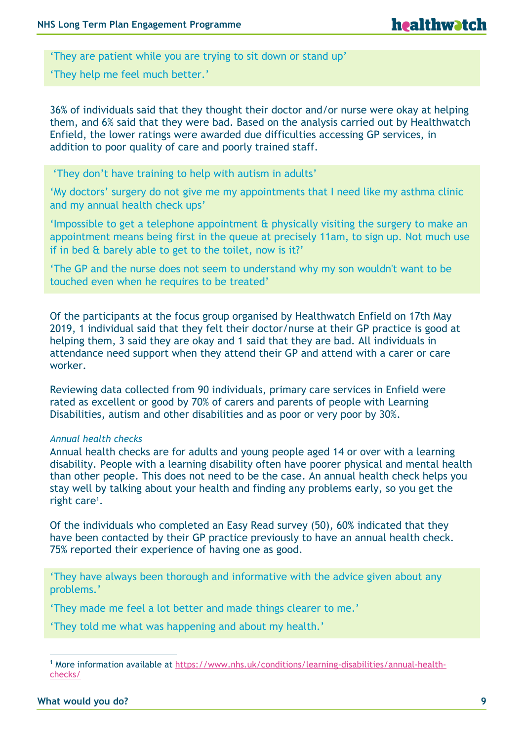'They are patient while you are trying to sit down or stand up'

'They help me feel much better.'

36% of individuals said that they thought their doctor and/or nurse were okay at helping them, and 6% said that they were bad. Based on the analysis carried out by Healthwatch Enfield, the lower ratings were awarded due difficulties accessing GP services, in addition to poor quality of care and poorly trained staff.

'They don't have training to help with autism in adults'

'My doctors' surgery do not give me my appointments that I need like my asthma clinic and my annual health check ups'

'Impossible to get a telephone appointment & physically visiting the surgery to make an appointment means being first in the queue at precisely 11am, to sign up. Not much use if in bed & barely able to get to the toilet, now is it?'

'The GP and the nurse does not seem to understand why my son wouldn't want to be touched even when he requires to be treated'

Of the participants at the focus group organised by Healthwatch Enfield on 17th May 2019, 1 individual said that they felt their doctor/nurse at their GP practice is good at helping them, 3 said they are okay and 1 said that they are bad. All individuals in attendance need support when they attend their GP and attend with a carer or care worker.

Reviewing data collected from 90 individuals, primary care services in Enfield were rated as excellent or good by 70% of carers and parents of people with Learning Disabilities, autism and other disabilities and as poor or very poor by 30%.

*Annual health checks*

Annual health checks are for adults and young people aged 14 or over with a learning disability. People with a learning disability often have poorer physical and mental health than other people. This does not need to be the case. An annual health check helps you stay well by talking about your health and finding any problems early, so you get the right care[1].

Of the individuals who completed an Easy Read survey (50), 60% indicated that they have been contacted by their GP practice previously to have an annual health check. 75% reported their experience of having one as good.

'They have always been thorough and informative with the advice given about any problems.'

'They made me feel a lot better and made things clearer to me.'

'They told me what was happening and about my health.'

[1] More information available at https://www.nhs.uk/conditions/learning-disabilities/annual-health-checks/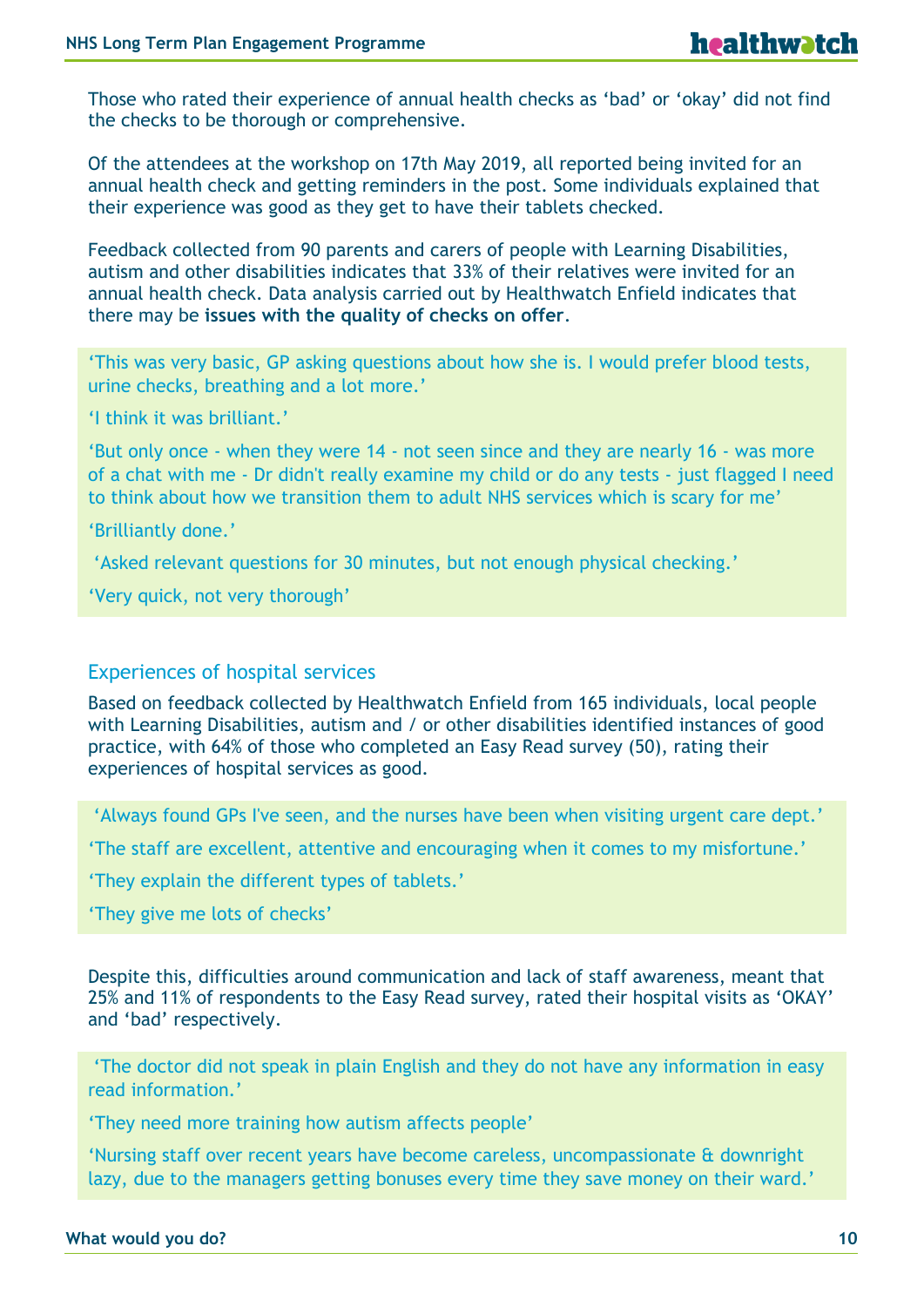Those who rated their experience of annual health checks as 'bad' or 'okay' did not find the checks to be thorough or comprehensive.

Of the attendees at the workshop on 17th May 2019, all reported being invited for an annual health check and getting reminders in the post. Some individuals explained that their experience was good as they get to have their tablets checked.

Feedback collected from 90 parents and carers of people with Learning Disabilities, autism and other disabilities indicates that 33% of their relatives were invited for an annual health check. Data analysis carried out by Healthwatch Enfield indicates that there may be **issues with the quality of checks on offer**.

'This was very basic, GP asking questions about how she is. I would prefer blood tests, urine checks, breathing and a lot more.'

'I think it was brilliant.'

'But only once - when they were 14 - not seen since and they are nearly 16 - was more of a chat with me - Dr didn't really examine my child or do any tests - just flagged I need to think about how we transition them to adult NHS services which is scary for me'

'Brilliantly done.'

'Asked relevant questions for 30 minutes, but not enough physical checking.'

'Very quick, not very thorough'

## Experiences of hospital services

Based on feedback collected by Healthwatch Enfield from 165 individuals, local people with Learning Disabilities, autism and / or other disabilities identified instances of good practice, with 64% of those who completed an Easy Read survey (50), rating their experiences of hospital services as good.

'Always found GPs I've seen, and the nurses have been when visiting urgent care dept.'

'The staff are excellent, attentive and encouraging when it comes to my misfortune.'

'They explain the different types of tablets.'

'They give me lots of checks'

Despite this, difficulties around communication and lack of staff awareness, meant that 25% and 11% of respondents to the Easy Read survey, rated their hospital visits as 'OKAY' and 'bad' respectively.

'The doctor did not speak in plain English and they do not have any information in easy read information.'

'They need more training how autism affects people'

'Nursing staff over recent years have become careless, uncompassionate & downright lazy, due to the managers getting bonuses every time they save money on their ward.'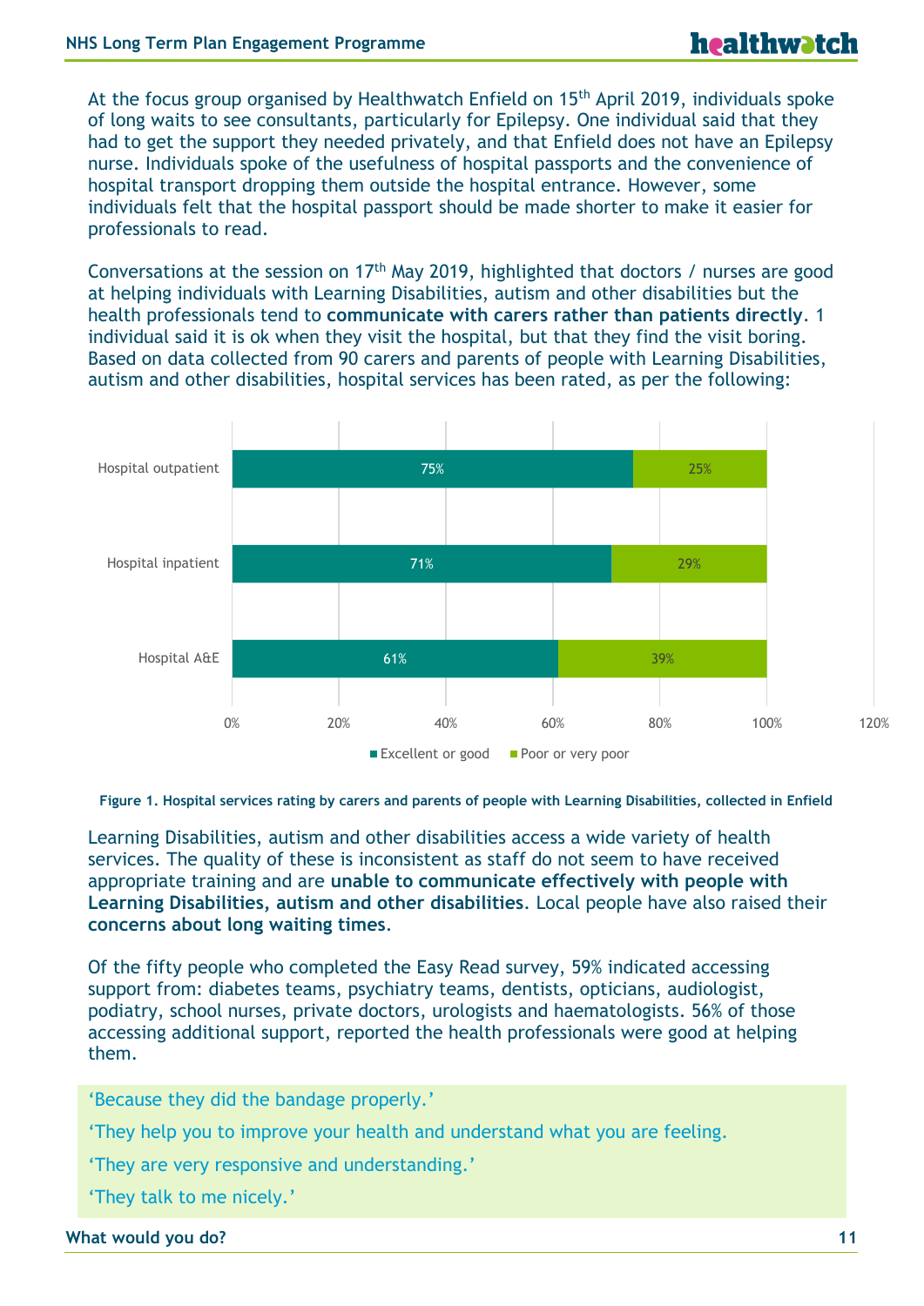At the focus group organised by Healthwatch Enfield on 15th April 2019, individuals spoke of long waits to see consultants, particularly for Epilepsy. One individual said that they had to get the support they needed privately, and that Enfield does not have an Epilepsy nurse. Individuals spoke of the usefulness of hospital passports and the convenience of hospital transport dropping them outside the hospital entrance. However, some individuals felt that the hospital passport should be made shorter to make it easier for professionals to read.

Conversations at the session on 17th May 2019, highlighted that doctors / nurses are good at helping individuals with Learning Disabilities, autism and other disabilities but the health professionals tend to **communicate with carers rather than patients directly**. 1 individual said it is ok when they visit the hospital, but that they find the visit boring. Based on data collected from 90 carers and parents of people with Learning Disabilities, autism and other disabilities, hospital services has been rated, as per the following:

| | Excellent or good | Poor or very poor |
|---|---|---|
| Hospital outpatient | 75% | 25% |
| Hospital inpatient | 71% | 29% |
| Hospital A&E | 61% | 39% |

**Figure 1. Hospital services rating by carers and parents of people with Learning Disabilities, collected in Enfield**

Learning Disabilities, autism and other disabilities access a wide variety of health services. The quality of these is inconsistent as staff do not seem to have received appropriate training and are **unable to communicate effectively with people with Learning Disabilities, autism and other disabilities**. Local people have also raised their **concerns about long waiting times**.

Of the fifty people who completed the Easy Read survey, 59% indicated accessing support from: diabetes teams, psychiatry teams, dentists, opticians, audiologist, podiatry, school nurses, private doctors, urologists and haematologists. 56% of those accessing additional support, reported the health professionals were good at helping them.

'Because they did the bandage properly.'

'They help you to improve your health and understand what you are feeling.

'They are very responsive and understanding.'

'They talk to me nicely.'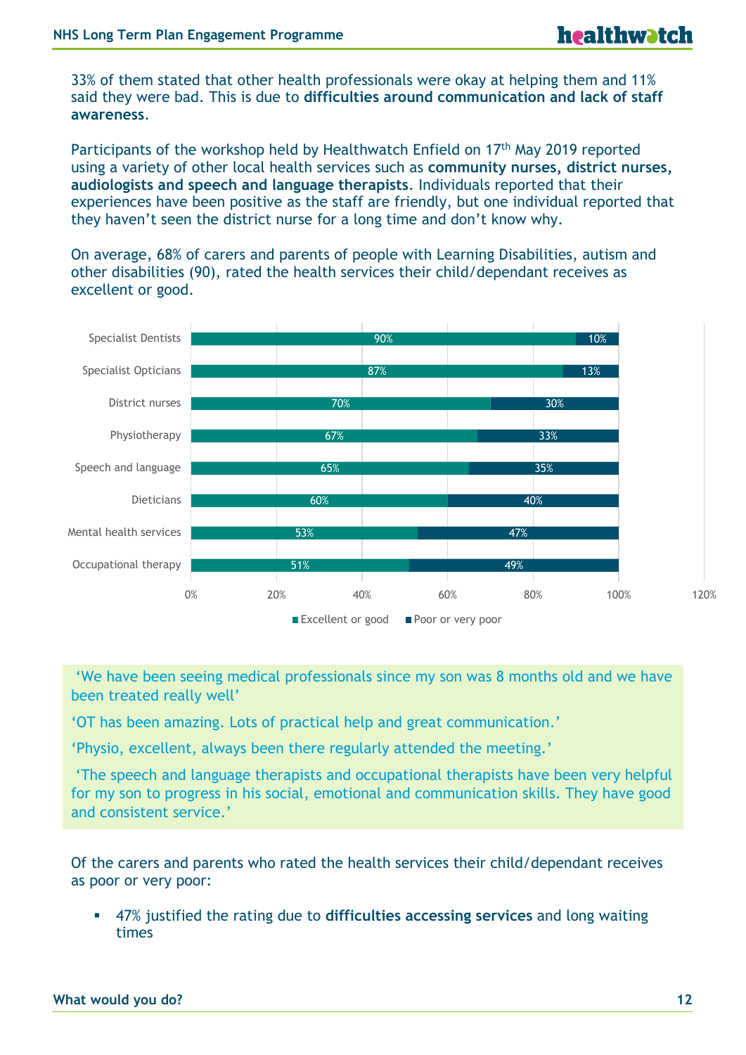33% of them stated that other health professionals were okay at helping them and 11% said they were bad. This is due to **difficulties around communication and lack of staff awareness**.

Participants of the workshop held by Healthwatch Enfield on 17th May 2019 reported using a variety of other local health services such as **community nurses, district nurses, audiologists and speech and language therapists**. Individuals reported that their experiences have been positive as the staff are friendly, but one individual reported that they haven't seen the district nurse for a long time and don't know why.

On average, 68% of carers and parents of people with Learning Disabilities, autism and other disabilities (90), rated the health services their child/dependant receives as excellent or good.

| Service | Excellent or good | Poor or very poor |
|---|---|---|
| Specialist Dentists | 90% | 10% |
| Specialist Opticians | 87% | 13% |
| District nurses | 70% | 30% |
| Physiotherapy | 67% | 33% |
| Speech and language | 65% | 35% |
| Dieticians | 60% | 40% |
| Mental health services | 53% | 47% |
| Occupational therapy | 51% | 49% |

'We have been seeing medical professionals since my son was 8 months old and we have been treated really well'

'OT has been amazing. Lots of practical help and great communication.'

'Physio, excellent, always been there regularly attended the meeting.'

'The speech and language therapists and occupational therapists have been very helpful for my son to progress in his social, emotional and communication skills. They have good and consistent service.'

Of the carers and parents who rated the health services their child/dependant receives as poor or very poor:

- 47% justified the rating due to **difficulties accessing services** and long waiting times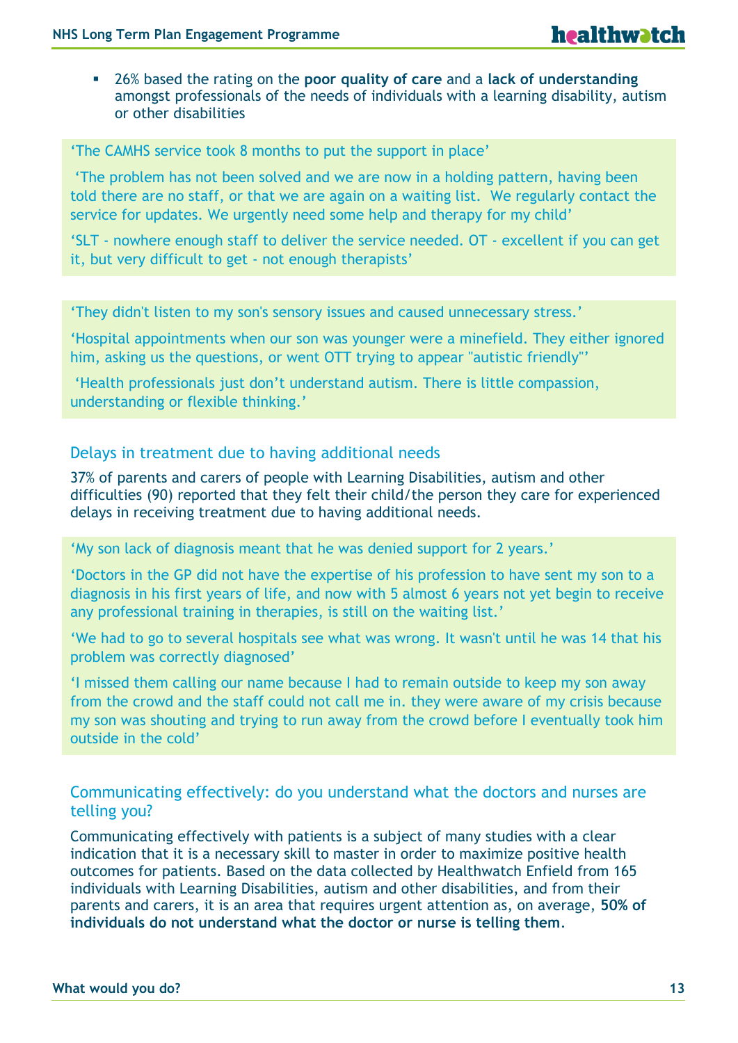- 26% based the rating on the **poor quality of care** and a **lack of understanding** amongst professionals of the needs of individuals with a learning disability, autism or other disabilities

'The CAMHS service took 8 months to put the support in place'

'The problem has not been solved and we are now in a holding pattern, having been told there are no staff, or that we are again on a waiting list. We regularly contact the service for updates. We urgently need some help and therapy for my child'

'SLT - nowhere enough staff to deliver the service needed. OT - excellent if you can get it, but very difficult to get - not enough therapists'

'They didn't listen to my son's sensory issues and caused unnecessary stress.'

'Hospital appointments when our son was younger were a minefield. They either ignored him, asking us the questions, or went OTT trying to appear "autistic friendly"'

'Health professionals just don't understand autism. There is little compassion, understanding or flexible thinking.'

## Delays in treatment due to having additional needs

37% of parents and carers of people with Learning Disabilities, autism and other difficulties (90) reported that they felt their child/the person they care for experienced delays in receiving treatment due to having additional needs.

'My son lack of diagnosis meant that he was denied support for 2 years.'

'Doctors in the GP did not have the expertise of his profession to have sent my son to a diagnosis in his first years of life, and now with 5 almost 6 years not yet begin to receive any professional training in therapies, is still on the waiting list.'

'We had to go to several hospitals see what was wrong. It wasn't until he was 14 that his problem was correctly diagnosed'

'I missed them calling our name because I had to remain outside to keep my son away from the crowd and the staff could not call me in. they were aware of my crisis because my son was shouting and trying to run away from the crowd before I eventually took him outside in the cold'

## Communicating effectively: do you understand what the doctors and nurses are telling you?

Communicating effectively with patients is a subject of many studies with a clear indication that it is a necessary skill to master in order to maximize positive health outcomes for patients. Based on the data collected by Healthwatch Enfield from 165 individuals with Learning Disabilities, autism and other disabilities, and from their parents and carers, it is an area that requires urgent attention as, on average, **50% of individuals do not understand what the doctor or nurse is telling them**.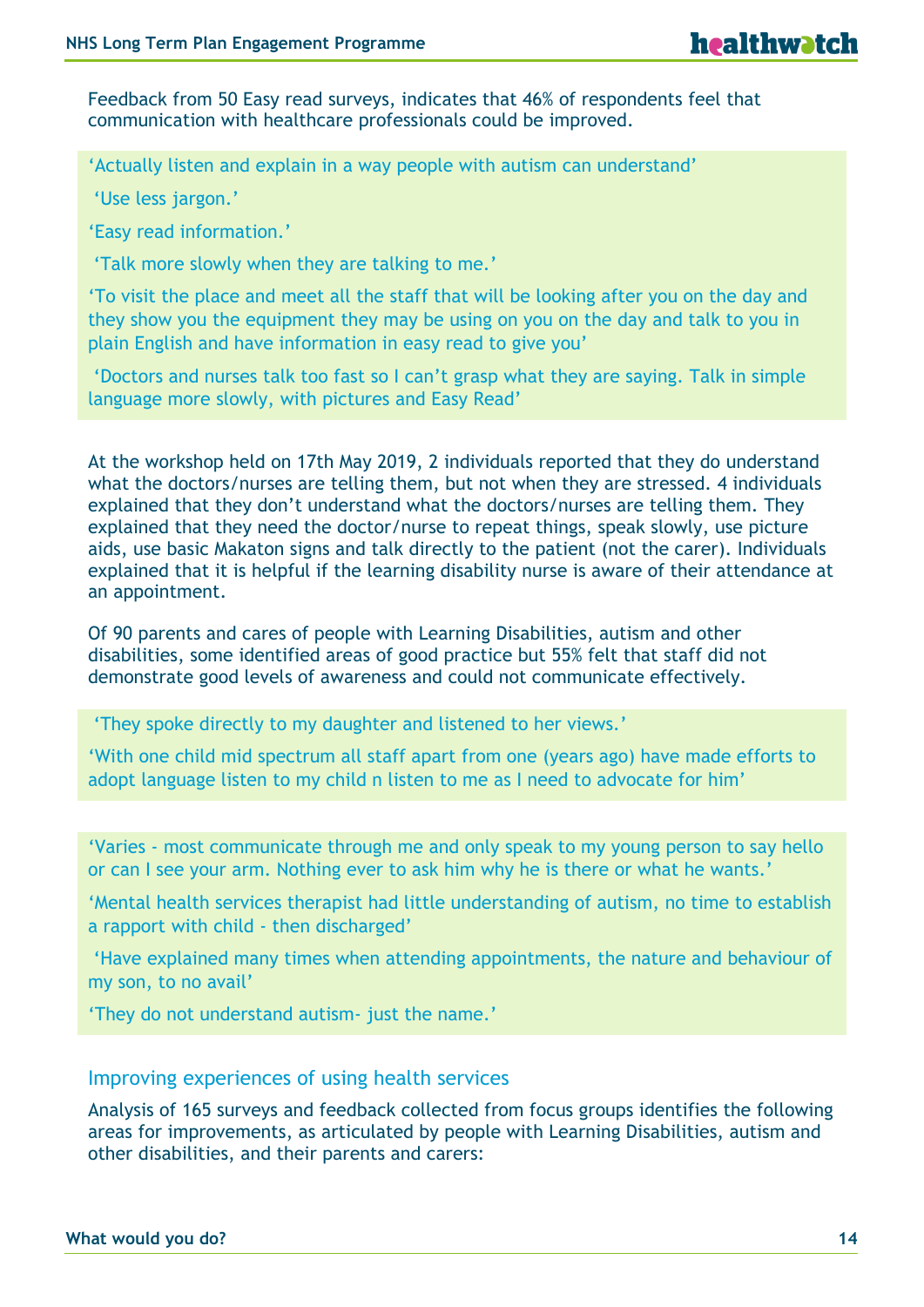Feedback from 50 Easy read surveys, indicates that 46% of respondents feel that communication with healthcare professionals could be improved.

> 'Actually listen and explain in a way people with autism can understand'
>
> 'Use less jargon.'
>
> 'Easy read information.'
>
> 'Talk more slowly when they are talking to me.'
>
> 'To visit the place and meet all the staff that will be looking after you on the day and they show you the equipment they may be using on you on the day and talk to you in plain English and have information in easy read to give you'
>
> 'Doctors and nurses talk too fast so I can't grasp what they are saying. Talk in simple language more slowly, with pictures and Easy Read'

At the workshop held on 17th May 2019, 2 individuals reported that they do understand what the doctors/nurses are telling them, but not when they are stressed. 4 individuals explained that they don't understand what the doctors/nurses are telling them. They explained that they need the doctor/nurse to repeat things, speak slowly, use picture aids, use basic Makaton signs and talk directly to the patient (not the carer). Individuals explained that it is helpful if the learning disability nurse is aware of their attendance at an appointment.

Of 90 parents and cares of people with Learning Disabilities, autism and other disabilities, some identified areas of good practice but 55% felt that staff did not demonstrate good levels of awareness and could not communicate effectively.

> 'They spoke directly to my daughter and listened to her views.'
>
> 'With one child mid spectrum all staff apart from one (years ago) have made efforts to adopt language listen to my child n listen to me as I need to advocate for him'

> 'Varies - most communicate through me and only speak to my young person to say hello or can I see your arm. Nothing ever to ask him why he is there or what he wants.'
>
> 'Mental health services therapist had little understanding of autism, no time to establish a rapport with child - then discharged'
>
> 'Have explained many times when attending appointments, the nature and behaviour of my son, to no avail'
>
> 'They do not understand autism- just the name.'

## Improving experiences of using health services

Analysis of 165 surveys and feedback collected from focus groups identifies the following areas for improvements, as articulated by people with Learning Disabilities, autism and other disabilities, and their parents and carers: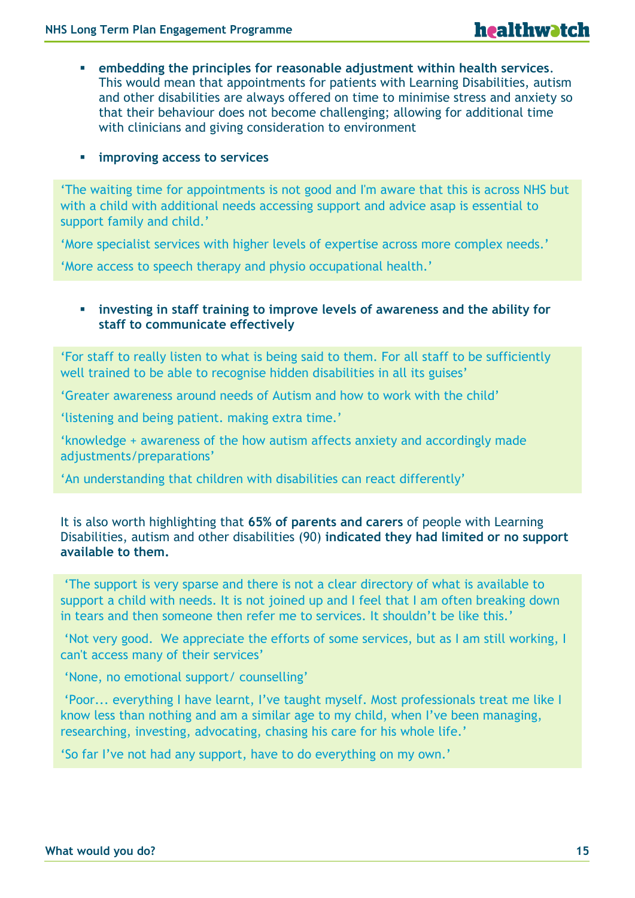- **embedding the principles for reasonable adjustment within health services**. This would mean that appointments for patients with Learning Disabilities, autism and other disabilities are always offered on time to minimise stress and anxiety so that their behaviour does not become challenging; allowing for additional time with clinicians and giving consideration to environment

- **improving access to services**

> 'The waiting time for appointments is not good and I'm aware that this is across NHS but with a child with additional needs accessing support and advice asap is essential to support family and child.'
>
> 'More specialist services with higher levels of expertise across more complex needs.'
>
> 'More access to speech therapy and physio occupational health.'

- **investing in staff training to improve levels of awareness and the ability for staff to communicate effectively**

> 'For staff to really listen to what is being said to them. For all staff to be sufficiently well trained to be able to recognise hidden disabilities in all its guises'
>
> 'Greater awareness around needs of Autism and how to work with the child'
>
> 'listening and being patient. making extra time.'
>
> 'knowledge + awareness of the how autism affects anxiety and accordingly made adjustments/preparations'
>
> 'An understanding that children with disabilities can react differently'

It is also worth highlighting that **65% of parents and carers** of people with Learning Disabilities, autism and other disabilities (90) **indicated they had limited or no support available to them.**

> 'The support is very sparse and there is not a clear directory of what is available to support a child with needs. It is not joined up and I feel that I am often breaking down in tears and then someone then refer me to services. It shouldn't be like this.'
>
> 'Not very good. We appreciate the efforts of some services, but as I am still working, I can't access many of their services'
>
> 'None, no emotional support/ counselling'
>
> 'Poor... everything I have learnt, I've taught myself. Most professionals treat me like I know less than nothing and am a similar age to my child, when I've been managing, researching, investing, advocating, chasing his care for his whole life.'
>
> 'So far I've not had any support, have to do everything on my own.'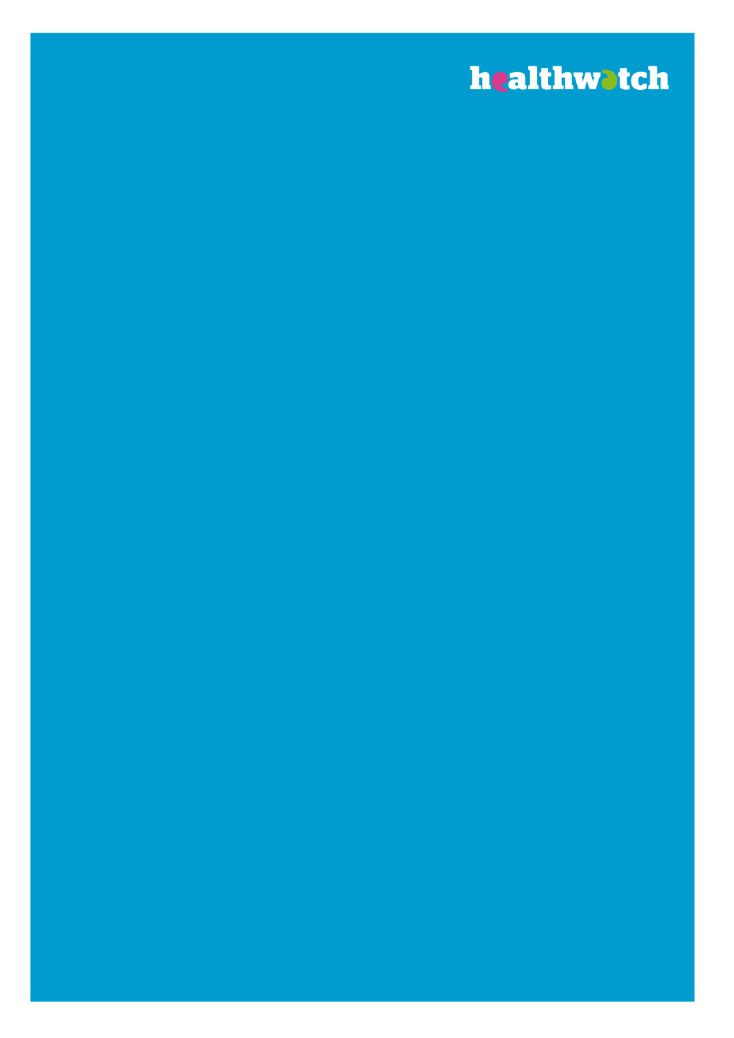healthwatch